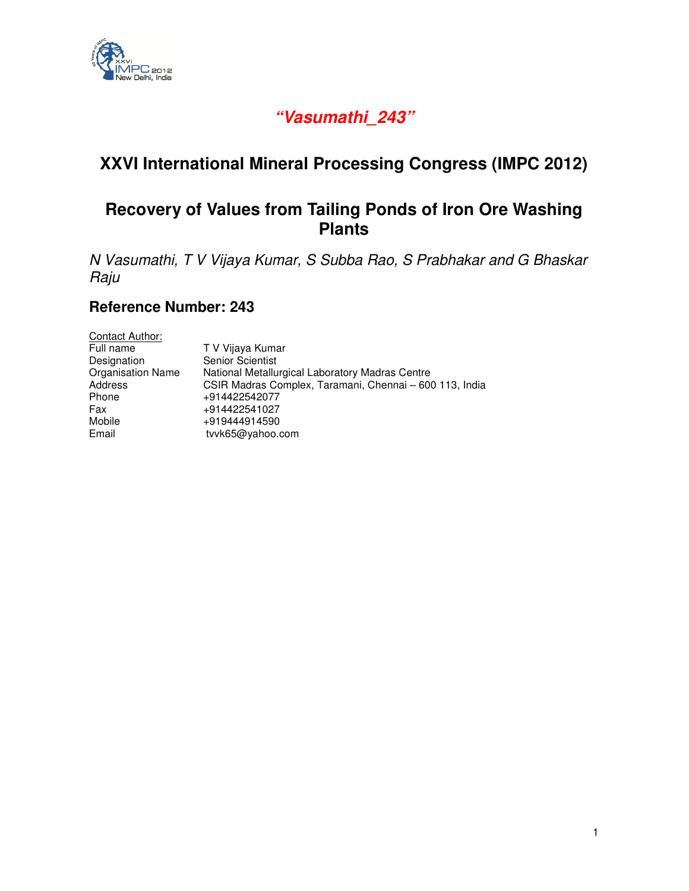***"Vasumathi_243"***

# XXVI International Mineral Processing Congress (IMPC 2012)

## Recovery of Values from Tailing Ponds of Iron Ore Washing Plants

*N Vasumathi, T V Vijaya Kumar, S Subba Rao, S Prabhakar and G Bhaskar Raju*

### Reference Number: 243

<u>Contact Author:</u>

| | |
|---|---|
| Full name | T V Vijaya Kumar |
| Designation | Senior Scientist |
| Organisation Name | National Metallurgical Laboratory Madras Centre |
| Address | CSIR Madras Complex, Taramani, Chennai – 600 113, India |
| Phone | +914422542077 |
| Fax | +914422541027 |
| Mobile | +919444914590 |
| Email | tvvk65@yahoo.com |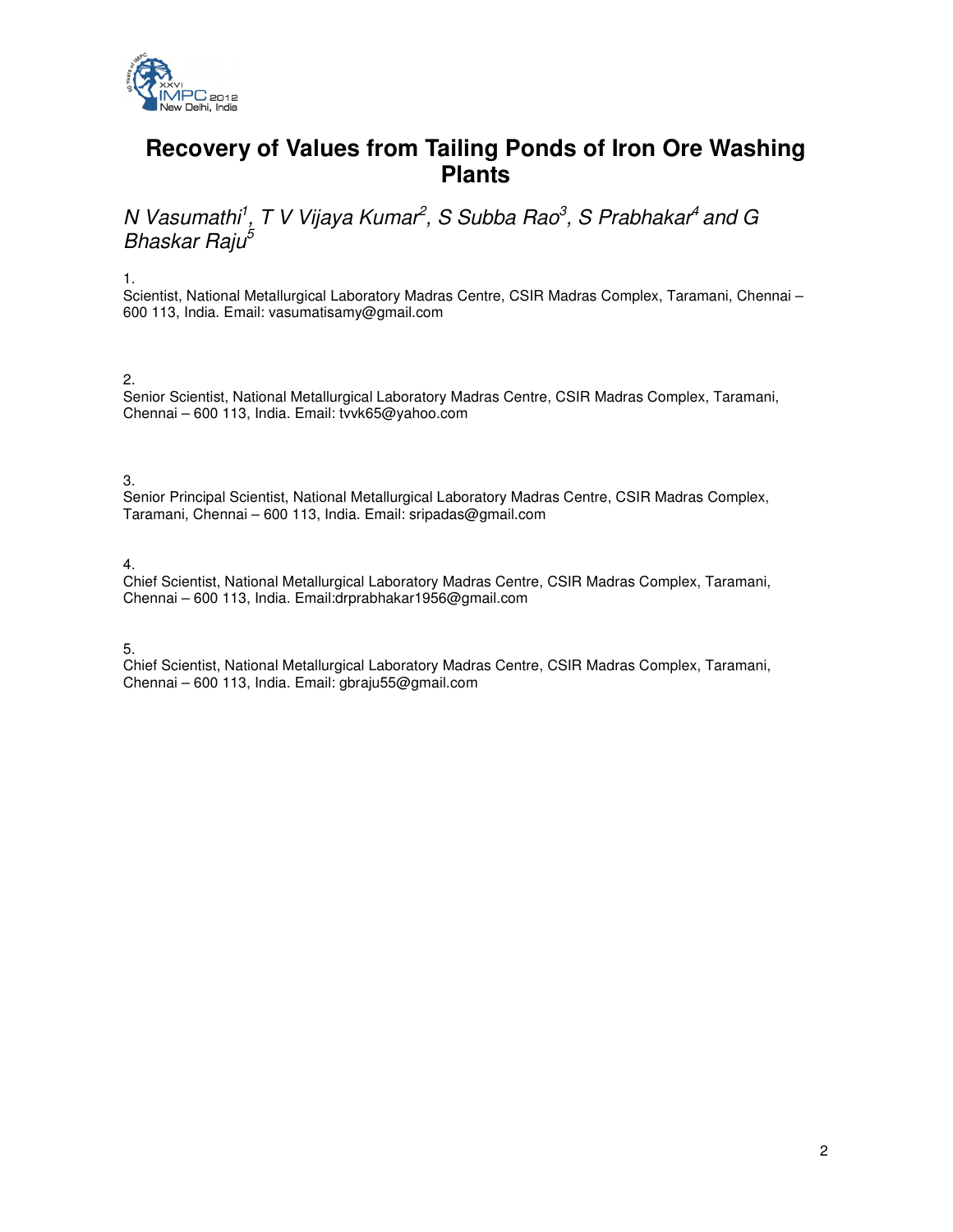# Recovery of Values from Tailing Ponds of Iron Ore Washing Plants

*N Vasumathi[1], T V Vijaya Kumar[2], S Subba Rao[3], S Prabhakar[4] and G Bhaskar Raju[5]*

1.
Scientist, National Metallurgical Laboratory Madras Centre, CSIR Madras Complex, Taramani, Chennai – 600 113, India. Email: vasumatisamy@gmail.com

2.
Senior Scientist, National Metallurgical Laboratory Madras Centre, CSIR Madras Complex, Taramani, Chennai – 600 113, India. Email: tvvk65@yahoo.com

3.
Senior Principal Scientist, National Metallurgical Laboratory Madras Centre, CSIR Madras Complex, Taramani, Chennai – 600 113, India. Email: sripadas@gmail.com

4.
Chief Scientist, National Metallurgical Laboratory Madras Centre, CSIR Madras Complex, Taramani, Chennai – 600 113, India. Email:drprabhakar1956@gmail.com

5.
Chief Scientist, National Metallurgical Laboratory Madras Centre, CSIR Madras Complex, Taramani, Chennai – 600 113, India. Email: gbraju55@gmail.com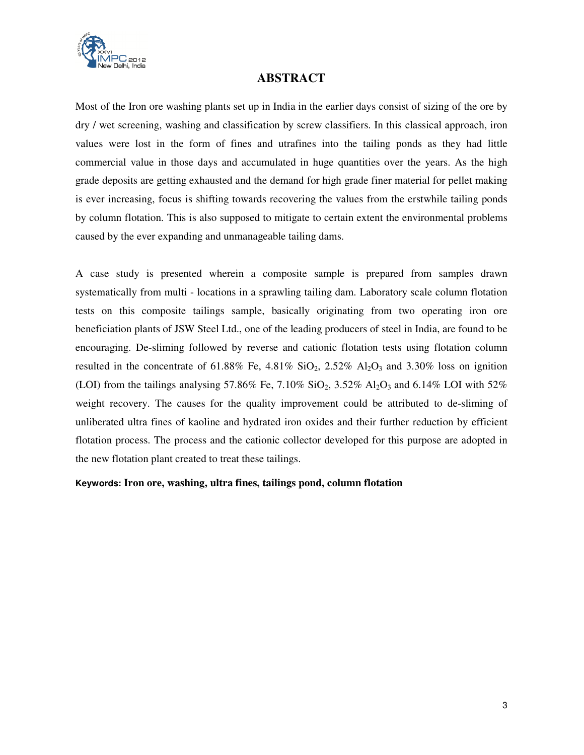## ABSTRACT

Most of the Iron ore washing plants set up in India in the earlier days consist of sizing of the ore by dry / wet screening, washing and classification by screw classifiers. In this classical approach, iron values were lost in the form of fines and utrafines into the tailing ponds as they had little commercial value in those days and accumulated in huge quantities over the years. As the high grade deposits are getting exhausted and the demand for high grade finer material for pellet making is ever increasing, focus is shifting towards recovering the values from the erstwhile tailing ponds by column flotation. This is also supposed to mitigate to certain extent the environmental problems caused by the ever expanding and unmanageable tailing dams.

A case study is presented wherein a composite sample is prepared from samples drawn systematically from multi - locations in a sprawling tailing dam. Laboratory scale column flotation tests on this composite tailings sample, basically originating from two operating iron ore beneficiation plants of JSW Steel Ltd., one of the leading producers of steel in India, are found to be encouraging. De-sliming followed by reverse and cationic flotation tests using flotation column resulted in the concentrate of 61.88% Fe, 4.81% $SiO_2$, 2.52% $Al_2O_3$ and 3.30% loss on ignition (LOI) from the tailings analysing 57.86% Fe, 7.10% $SiO_2$, 3.52% $Al_2O_3$ and 6.14% LOI with 52% weight recovery. The causes for the quality improvement could be attributed to de-sliming of unliberated ultra fines of kaoline and hydrated iron oxides and their further reduction by efficient flotation process. The process and the cationic collector developed for this purpose are adopted in the new flotation plant created to treat these tailings.

**Keywords: Iron ore, washing, ultra fines, tailings pond, column flotation**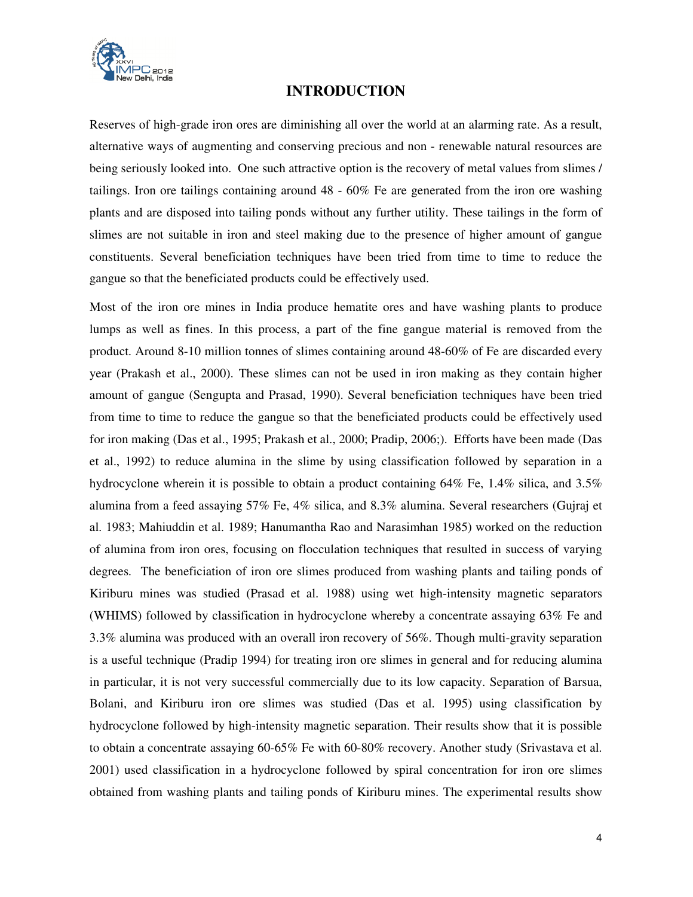# INTRODUCTION

Reserves of high-grade iron ores are diminishing all over the world at an alarming rate. As a result, alternative ways of augmenting and conserving precious and non - renewable natural resources are being seriously looked into. One such attractive option is the recovery of metal values from slimes / tailings. Iron ore tailings containing around 48 - 60% Fe are generated from the iron ore washing plants and are disposed into tailing ponds without any further utility. These tailings in the form of slimes are not suitable in iron and steel making due to the presence of higher amount of gangue constituents. Several beneficiation techniques have been tried from time to time to reduce the gangue so that the beneficiated products could be effectively used.

Most of the iron ore mines in India produce hematite ores and have washing plants to produce lumps as well as fines. In this process, a part of the fine gangue material is removed from the product. Around 8-10 million tonnes of slimes containing around 48-60% of Fe are discarded every year (Prakash et al., 2000). These slimes can not be used in iron making as they contain higher amount of gangue (Sengupta and Prasad, 1990). Several beneficiation techniques have been tried from time to time to reduce the gangue so that the beneficiated products could be effectively used for iron making (Das et al., 1995; Prakash et al., 2000; Pradip, 2006;). Efforts have been made (Das et al., 1992) to reduce alumina in the slime by using classification followed by separation in a hydrocyclone wherein it is possible to obtain a product containing 64% Fe, 1.4% silica, and 3.5% alumina from a feed assaying 57% Fe, 4% silica, and 8.3% alumina. Several researchers (Gujraj et al. 1983; Mahiuddin et al. 1989; Hanumantha Rao and Narasimhan 1985) worked on the reduction of alumina from iron ores, focusing on flocculation techniques that resulted in success of varying degrees. The beneficiation of iron ore slimes produced from washing plants and tailing ponds of Kiriburu mines was studied (Prasad et al. 1988) using wet high-intensity magnetic separators (WHIMS) followed by classification in hydrocyclone whereby a concentrate assaying 63% Fe and 3.3% alumina was produced with an overall iron recovery of 56%. Though multi-gravity separation is a useful technique (Pradip 1994) for treating iron ore slimes in general and for reducing alumina in particular, it is not very successful commercially due to its low capacity. Separation of Barsua, Bolani, and Kiriburu iron ore slimes was studied (Das et al. 1995) using classification by hydrocyclone followed by high-intensity magnetic separation. Their results show that it is possible to obtain a concentrate assaying 60-65% Fe with 60-80% recovery. Another study (Srivastava et al. 2001) used classification in a hydrocyclone followed by spiral concentration for iron ore slimes obtained from washing plants and tailing ponds of Kiriburu mines. The experimental results show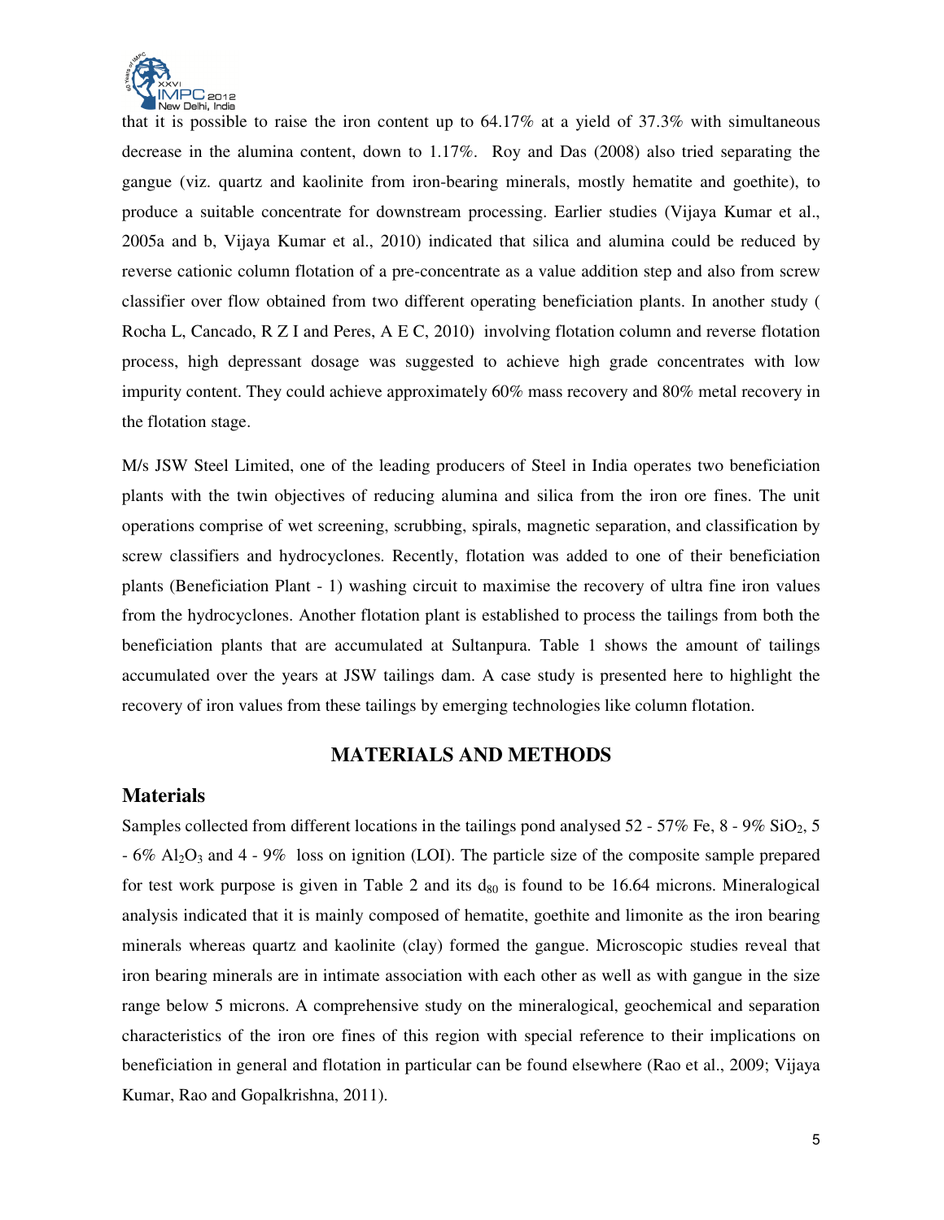that it is possible to raise the iron content up to 64.17% at a yield of 37.3% with simultaneous decrease in the alumina content, down to 1.17%. Roy and Das (2008) also tried separating the gangue (viz. quartz and kaolinite from iron-bearing minerals, mostly hematite and goethite), to produce a suitable concentrate for downstream processing. Earlier studies (Vijaya Kumar et al., 2005a and b, Vijaya Kumar et al., 2010) indicated that silica and alumina could be reduced by reverse cationic column flotation of a pre-concentrate as a value addition step and also from screw classifier over flow obtained from two different operating beneficiation plants. In another study ( Rocha L, Cancado, R Z I and Peres, A E C, 2010) involving flotation column and reverse flotation process, high depressant dosage was suggested to achieve high grade concentrates with low impurity content. They could achieve approximately 60% mass recovery and 80% metal recovery in the flotation stage.

M/s JSW Steel Limited, one of the leading producers of Steel in India operates two beneficiation plants with the twin objectives of reducing alumina and silica from the iron ore fines. The unit operations comprise of wet screening, scrubbing, spirals, magnetic separation, and classification by screw classifiers and hydrocyclones. Recently, flotation was added to one of their beneficiation plants (Beneficiation Plant - 1) washing circuit to maximise the recovery of ultra fine iron values from the hydrocyclones. Another flotation plant is established to process the tailings from both the beneficiation plants that are accumulated at Sultanpura. Table 1 shows the amount of tailings accumulated over the years at JSW tailings dam. A case study is presented here to highlight the recovery of iron values from these tailings by emerging technologies like column flotation.

## MATERIALS AND METHODS

### Materials

Samples collected from different locations in the tailings pond analysed 52 - 57% Fe, 8 - 9% $SiO_2$, 5 - 6% $Al_2O_3$ and 4 - 9% loss on ignition (LOI). The particle size of the composite sample prepared for test work purpose is given in Table 2 and its $d_{80}$ is found to be 16.64 microns. Mineralogical analysis indicated that it is mainly composed of hematite, goethite and limonite as the iron bearing minerals whereas quartz and kaolinite (clay) formed the gangue. Microscopic studies reveal that iron bearing minerals are in intimate association with each other as well as with gangue in the size range below 5 microns. A comprehensive study on the mineralogical, geochemical and separation characteristics of the iron ore fines of this region with special reference to their implications on beneficiation in general and flotation in particular can be found elsewhere (Rao et al., 2009; Vijaya Kumar, Rao and Gopalkrishna, 2011).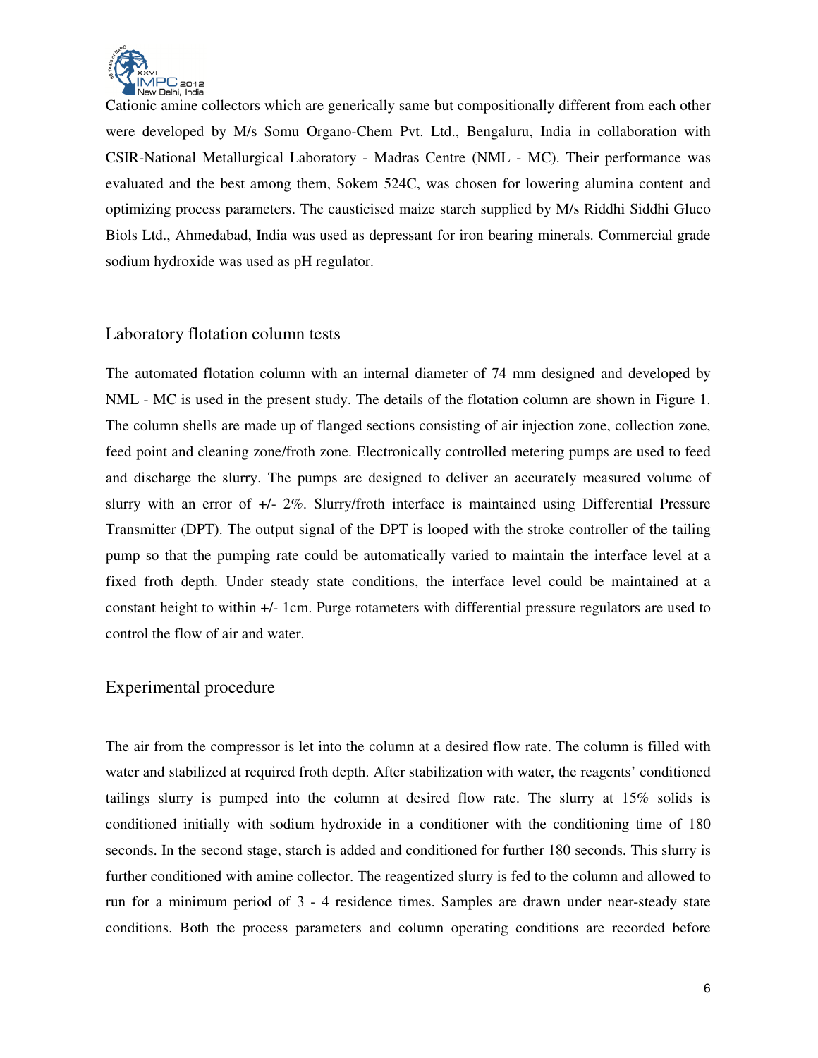Cationic amine collectors which are generically same but compositionally different from each other were developed by M/s Somu Organo-Chem Pvt. Ltd., Bengaluru, India in collaboration with CSIR-National Metallurgical Laboratory - Madras Centre (NML - MC). Their performance was evaluated and the best among them, Sokem 524C, was chosen for lowering alumina content and optimizing process parameters. The causticised maize starch supplied by M/s Riddhi Siddhi Gluco Biols Ltd., Ahmedabad, India was used as depressant for iron bearing minerals. Commercial grade sodium hydroxide was used as pH regulator.

## Laboratory flotation column tests

The automated flotation column with an internal diameter of 74 mm designed and developed by NML - MC is used in the present study. The details of the flotation column are shown in Figure 1. The column shells are made up of flanged sections consisting of air injection zone, collection zone, feed point and cleaning zone/froth zone. Electronically controlled metering pumps are used to feed and discharge the slurry. The pumps are designed to deliver an accurately measured volume of slurry with an error of +/- 2%. Slurry/froth interface is maintained using Differential Pressure Transmitter (DPT). The output signal of the DPT is looped with the stroke controller of the tailing pump so that the pumping rate could be automatically varied to maintain the interface level at a fixed froth depth. Under steady state conditions, the interface level could be maintained at a constant height to within +/- 1cm. Purge rotameters with differential pressure regulators are used to control the flow of air and water.

## Experimental procedure

The air from the compressor is let into the column at a desired flow rate. The column is filled with water and stabilized at required froth depth. After stabilization with water, the reagents' conditioned tailings slurry is pumped into the column at desired flow rate. The slurry at 15% solids is conditioned initially with sodium hydroxide in a conditioner with the conditioning time of 180 seconds. In the second stage, starch is added and conditioned for further 180 seconds. This slurry is further conditioned with amine collector. The reagentized slurry is fed to the column and allowed to run for a minimum period of 3 - 4 residence times. Samples are drawn under near-steady state conditions. Both the process parameters and column operating conditions are recorded before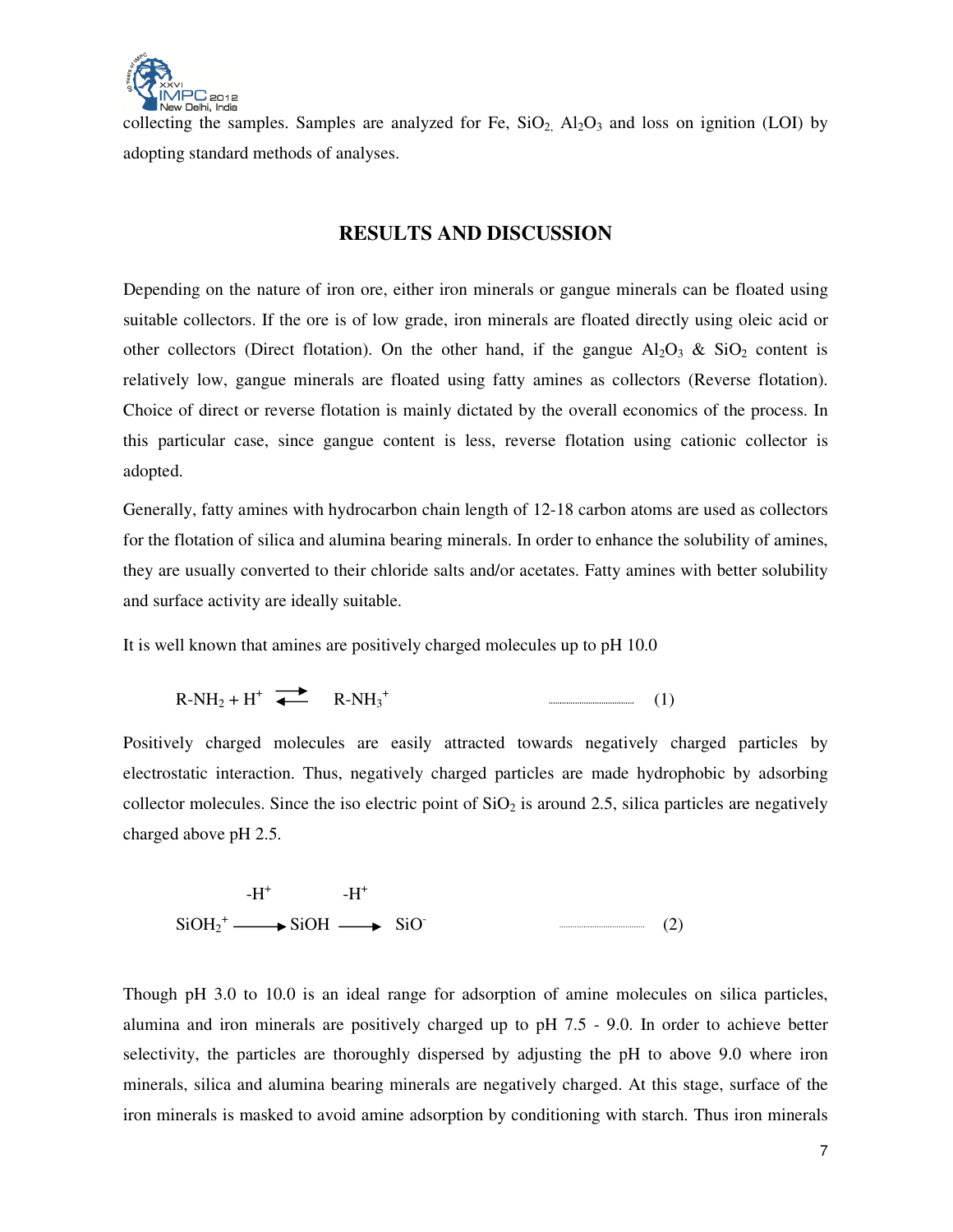collecting the samples. Samples are analyzed for Fe, $SiO_2$, $Al_2O_3$ and loss on ignition (LOI) by adopting standard methods of analyses.

## RESULTS AND DISCUSSION

Depending on the nature of iron ore, either iron minerals or gangue minerals can be floated using suitable collectors. If the ore is of low grade, iron minerals are floated directly using oleic acid or other collectors (Direct flotation). On the other hand, if the gangue $Al_2O_3$ & $SiO_2$ content is relatively low, gangue minerals are floated using fatty amines as collectors (Reverse flotation). Choice of direct or reverse flotation is mainly dictated by the overall economics of the process. In this particular case, since gangue content is less, reverse flotation using cationic collector is adopted.

Generally, fatty amines with hydrocarbon chain length of 12-18 carbon atoms are used as collectors for the flotation of silica and alumina bearing minerals. In order to enhance the solubility of amines, they are usually converted to their chloride salts and/or acetates. Fatty amines with better solubility and surface activity are ideally suitable.

It is well known that amines are positively charged molecules up to pH 10.0

$$R\text{-}NH_2 + H^+ \rightleftharpoons R\text{-}NH_3^+ \quad \text{.......} \quad (1)$$

Positively charged molecules are easily attracted towards negatively charged particles by electrostatic interaction. Thus, negatively charged particles are made hydrophobic by adsorbing collector molecules. Since the iso electric point of $SiO_2$ is around 2.5, silica particles are negatively charged above pH 2.5.

$$SiOH_2^+ \xrightarrow{-H^+} SiOH \xrightarrow{-H^+} SiO^- \quad \text{.......} \quad (2)$$

Though pH 3.0 to 10.0 is an ideal range for adsorption of amine molecules on silica particles, alumina and iron minerals are positively charged up to pH 7.5 - 9.0. In order to achieve better selectivity, the particles are thoroughly dispersed by adjusting the pH to above 9.0 where iron minerals, silica and alumina bearing minerals are negatively charged. At this stage, surface of the iron minerals is masked to avoid amine adsorption by conditioning with starch. Thus iron minerals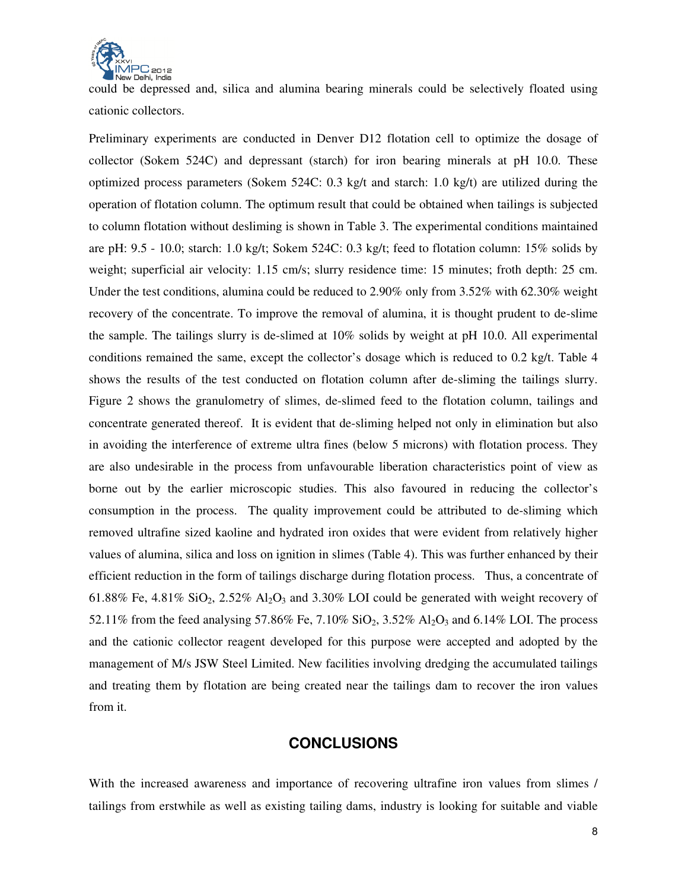could be depressed and, silica and alumina bearing minerals could be selectively floated using cationic collectors.

Preliminary experiments are conducted in Denver D12 flotation cell to optimize the dosage of collector (Sokem 524C) and depressant (starch) for iron bearing minerals at pH 10.0. These optimized process parameters (Sokem 524C: 0.3 kg/t and starch: 1.0 kg/t) are utilized during the operation of flotation column. The optimum result that could be obtained when tailings is subjected to column flotation without desliming is shown in Table 3. The experimental conditions maintained are pH: 9.5 - 10.0; starch: 1.0 kg/t; Sokem 524C: 0.3 kg/t; feed to flotation column: 15% solids by weight; superficial air velocity: 1.15 cm/s; slurry residence time: 15 minutes; froth depth: 25 cm. Under the test conditions, alumina could be reduced to 2.90% only from 3.52% with 62.30% weight recovery of the concentrate. To improve the removal of alumina, it is thought prudent to de-slime the sample. The tailings slurry is de-slimed at 10% solids by weight at pH 10.0. All experimental conditions remained the same, except the collector's dosage which is reduced to 0.2 kg/t. Table 4 shows the results of the test conducted on flotation column after de-sliming the tailings slurry. Figure 2 shows the granulometry of slimes, de-slimed feed to the flotation column, tailings and concentrate generated thereof. It is evident that de-sliming helped not only in elimination but also in avoiding the interference of extreme ultra fines (below 5 microns) with flotation process. They are also undesirable in the process from unfavourable liberation characteristics point of view as borne out by the earlier microscopic studies. This also favoured in reducing the collector's consumption in the process. The quality improvement could be attributed to de-sliming which removed ultrafine sized kaoline and hydrated iron oxides that were evident from relatively higher values of alumina, silica and loss on ignition in slimes (Table 4). This was further enhanced by their efficient reduction in the form of tailings discharge during flotation process. Thus, a concentrate of 61.88% Fe, 4.81% $SiO_2$, 2.52% $Al_2O_3$ and 3.30% LOI could be generated with weight recovery of 52.11% from the feed analysing 57.86% Fe, 7.10% $SiO_2$, 3.52% $Al_2O_3$ and 6.14% LOI. The process and the cationic collector reagent developed for this purpose were accepted and adopted by the management of M/s JSW Steel Limited. New facilities involving dredging the accumulated tailings and treating them by flotation are being created near the tailings dam to recover the iron values from it.

## CONCLUSIONS

With the increased awareness and importance of recovering ultrafine iron values from slimes / tailings from erstwhile as well as existing tailing dams, industry is looking for suitable and viable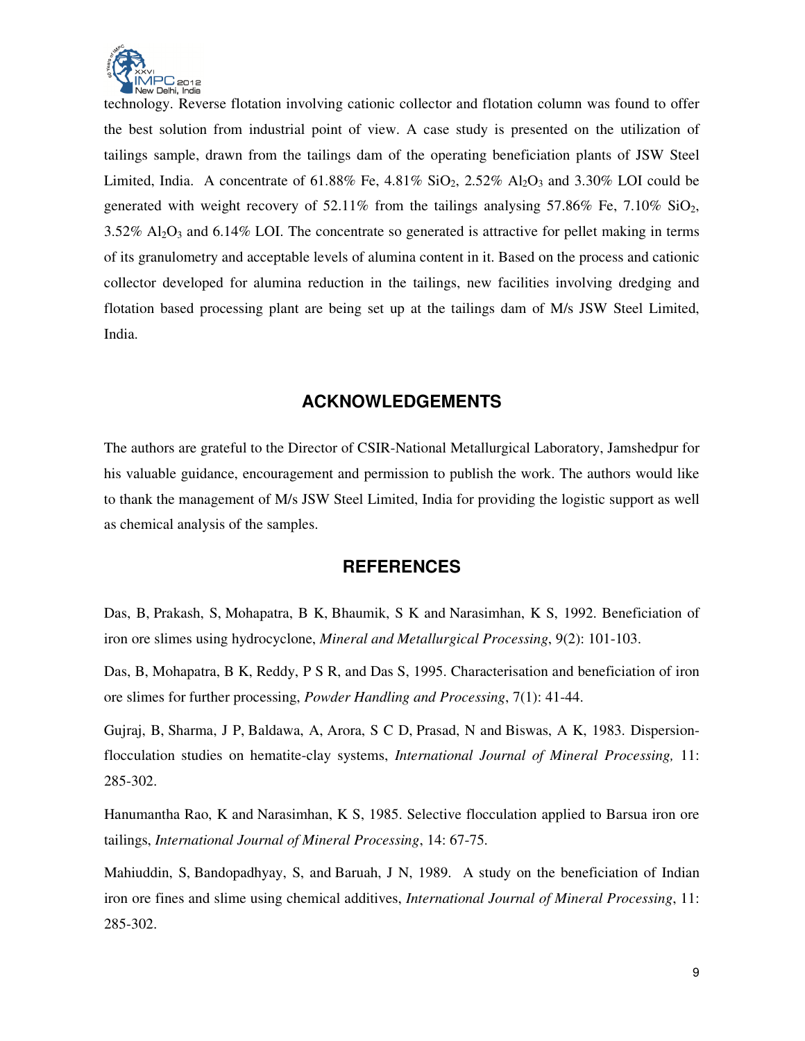technology. Reverse flotation involving cationic collector and flotation column was found to offer the best solution from industrial point of view. A case study is presented on the utilization of tailings sample, drawn from the tailings dam of the operating beneficiation plants of JSW Steel Limited, India. A concentrate of 61.88% Fe, 4.81% $SiO_2$, 2.52% $Al_2O_3$ and 3.30% LOI could be generated with weight recovery of 52.11% from the tailings analysing 57.86% Fe, 7.10% $SiO_2$, 3.52% $Al_2O_3$ and 6.14% LOI. The concentrate so generated is attractive for pellet making in terms of its granulometry and acceptable levels of alumina content in it. Based on the process and cationic collector developed for alumina reduction in the tailings, new facilities involving dredging and flotation based processing plant are being set up at the tailings dam of M/s JSW Steel Limited, India.

## ACKNOWLEDGEMENTS

The authors are grateful to the Director of CSIR-National Metallurgical Laboratory, Jamshedpur for his valuable guidance, encouragement and permission to publish the work. The authors would like to thank the management of M/s JSW Steel Limited, India for providing the logistic support as well as chemical analysis of the samples.

## REFERENCES

Das, B, Prakash, S, Mohapatra, B K, Bhaumik, S K and Narasimhan, K S, 1992. Beneficiation of iron ore slimes using hydrocyclone, *Mineral and Metallurgical Processing*, 9(2): 101-103.

Das, B, Mohapatra, B K, Reddy, P S R, and Das S, 1995. Characterisation and beneficiation of iron ore slimes for further processing, *Powder Handling and Processing*, 7(1): 41-44.

Gujraj, B, Sharma, J P, Baldawa, A, Arora, S C D, Prasad, N and Biswas, A K, 1983. Dispersion-flocculation studies on hematite-clay systems, *International Journal of Mineral Processing,* 11: 285-302.

Hanumantha Rao, K and Narasimhan, K S, 1985. Selective flocculation applied to Barsua iron ore tailings, *International Journal of Mineral Processing*, 14: 67-75.

Mahiuddin, S, Bandopadhyay, S, and Baruah, J N, 1989. A study on the beneficiation of Indian iron ore fines and slime using chemical additives, *International Journal of Mineral Processing*, 11: 285-302.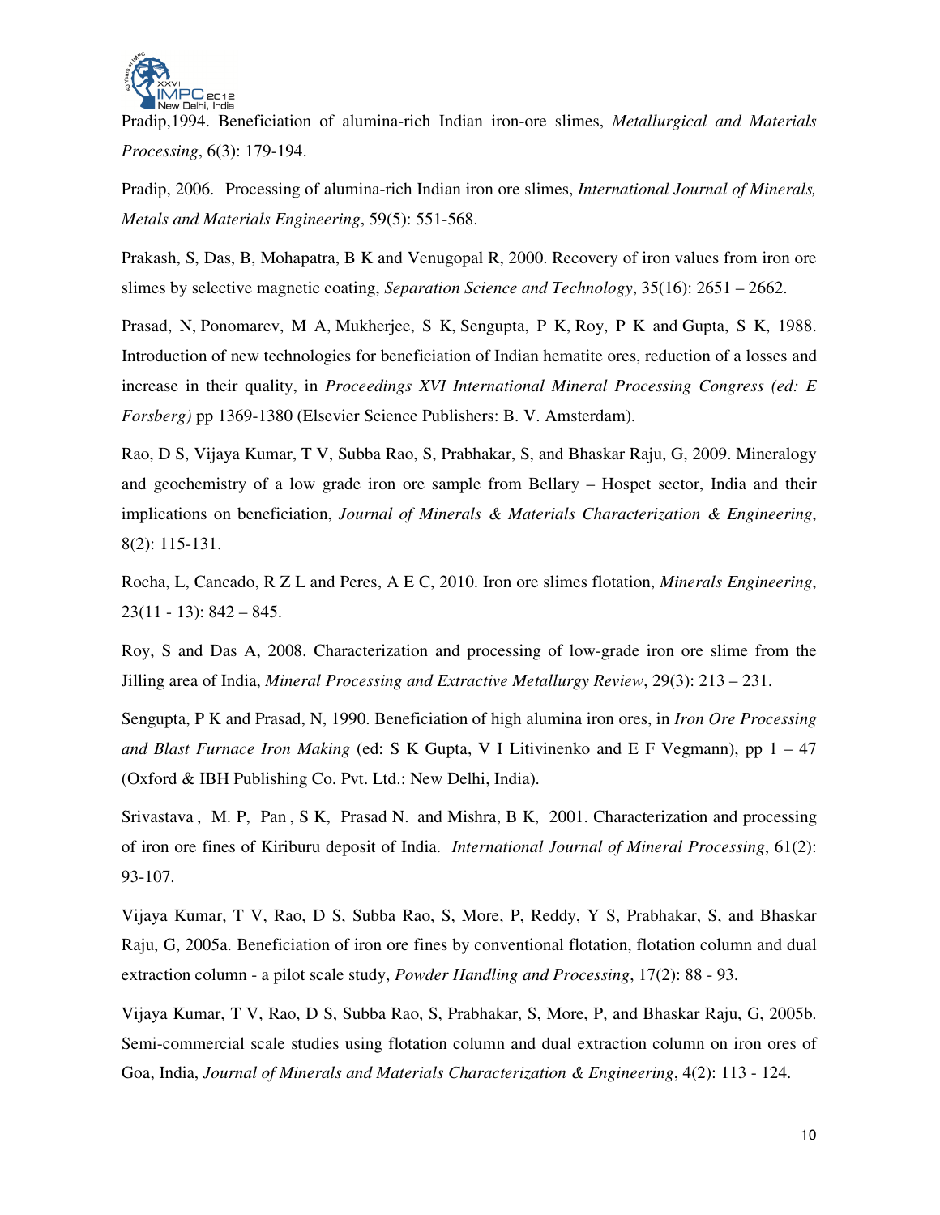Pradip,1994. Beneficiation of alumina-rich Indian iron-ore slimes, *Metallurgical and Materials Processing*, 6(3): 179-194.

Pradip, 2006. Processing of alumina-rich Indian iron ore slimes, *International Journal of Minerals, Metals and Materials Engineering*, 59(5): 551-568.

Prakash, S, Das, B, Mohapatra, B K and Venugopal R, 2000. Recovery of iron values from iron ore slimes by selective magnetic coating, *Separation Science and Technology*, 35(16): 2651 – 2662.

Prasad, N, Ponomarev, M A, Mukherjee, S K, Sengupta, P K, Roy, P K and Gupta, S K, 1988. Introduction of new technologies for beneficiation of Indian hematite ores, reduction of a losses and increase in their quality, in *Proceedings XVI International Mineral Processing Congress (ed: E Forsberg)* pp 1369-1380 (Elsevier Science Publishers: B. V. Amsterdam).

Rao, D S, Vijaya Kumar, T V, Subba Rao, S, Prabhakar, S, and Bhaskar Raju, G, 2009. Mineralogy and geochemistry of a low grade iron ore sample from Bellary – Hospet sector, India and their implications on beneficiation, *Journal of Minerals & Materials Characterization & Engineering*, 8(2): 115-131.

Rocha, L, Cancado, R Z L and Peres, A E C, 2010. Iron ore slimes flotation, *Minerals Engineering*, 23(11 - 13): 842 – 845.

Roy, S and Das A, 2008. Characterization and processing of low-grade iron ore slime from the Jilling area of India, *Mineral Processing and Extractive Metallurgy Review*, 29(3): 213 – 231.

Sengupta, P K and Prasad, N, 1990. Beneficiation of high alumina iron ores, in *Iron Ore Processing and Blast Furnace Iron Making* (ed: S K Gupta, V I Litivinenko and E F Vegmann), pp 1 – 47 (Oxford & IBH Publishing Co. Pvt. Ltd.: New Delhi, India).

Srivastava , M. P, Pan , S K, Prasad N. and Mishra, B K, 2001. Characterization and processing of iron ore fines of Kiriburu deposit of India. *International Journal of Mineral Processing*, 61(2): 93-107.

Vijaya Kumar, T V, Rao, D S, Subba Rao, S, More, P, Reddy, Y S, Prabhakar, S, and Bhaskar Raju, G, 2005a. Beneficiation of iron ore fines by conventional flotation, flotation column and dual extraction column - a pilot scale study, *Powder Handling and Processing*, 17(2): 88 - 93.

Vijaya Kumar, T V, Rao, D S, Subba Rao, S, Prabhakar, S, More, P, and Bhaskar Raju, G, 2005b. Semi-commercial scale studies using flotation column and dual extraction column on iron ores of Goa, India, *Journal of Minerals and Materials Characterization & Engineering*, 4(2): 113 - 124.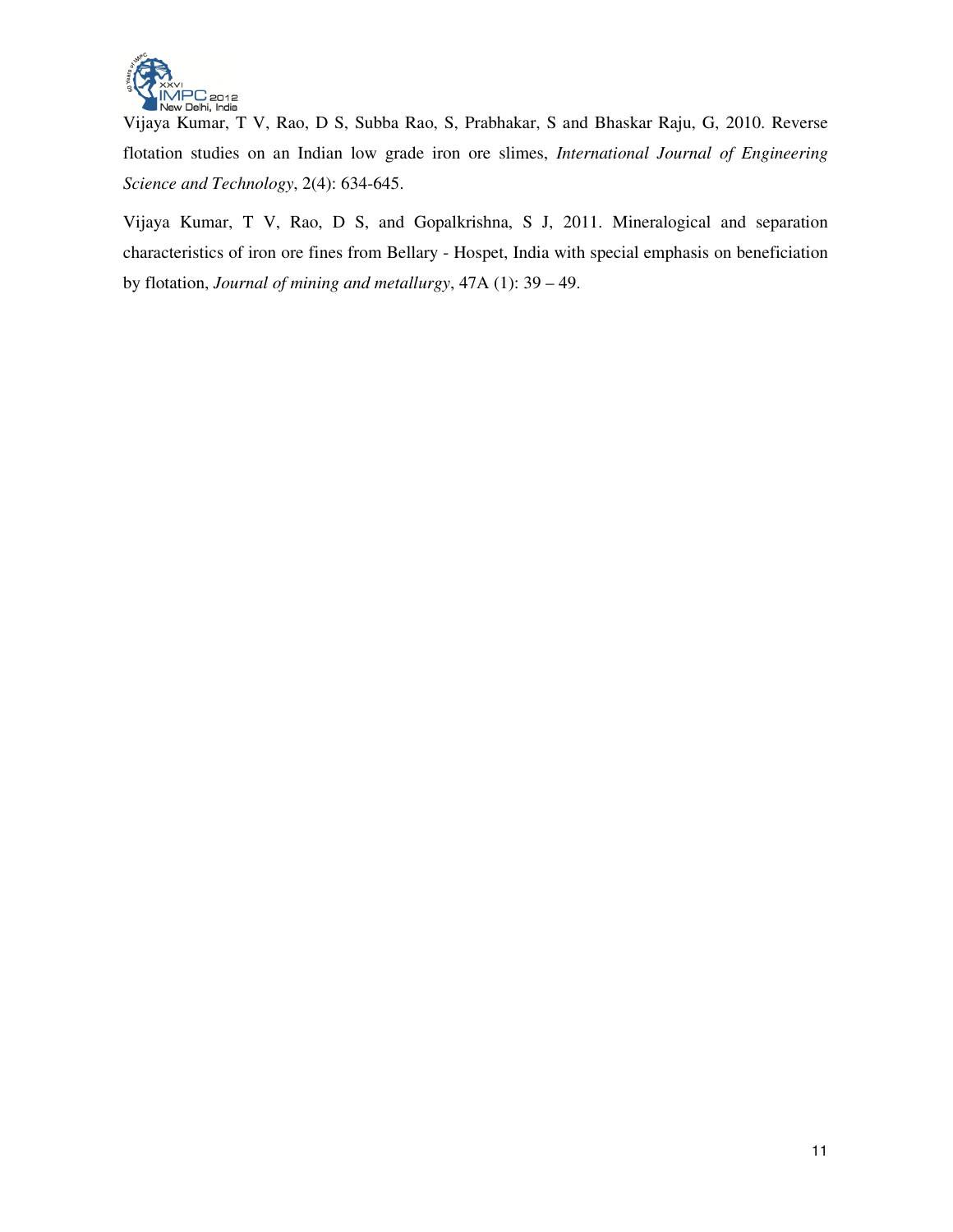Vijaya Kumar, T V, Rao, D S, Subba Rao, S, Prabhakar, S and Bhaskar Raju, G, 2010. Reverse flotation studies on an Indian low grade iron ore slimes, *International Journal of Engineering Science and Technology*, 2(4): 634-645.

Vijaya Kumar, T V, Rao, D S, and Gopalkrishna, S J, 2011. Mineralogical and separation characteristics of iron ore fines from Bellary - Hospet, India with special emphasis on beneficiation by flotation, *Journal of mining and metallurgy*, 47A (1): 39 – 49.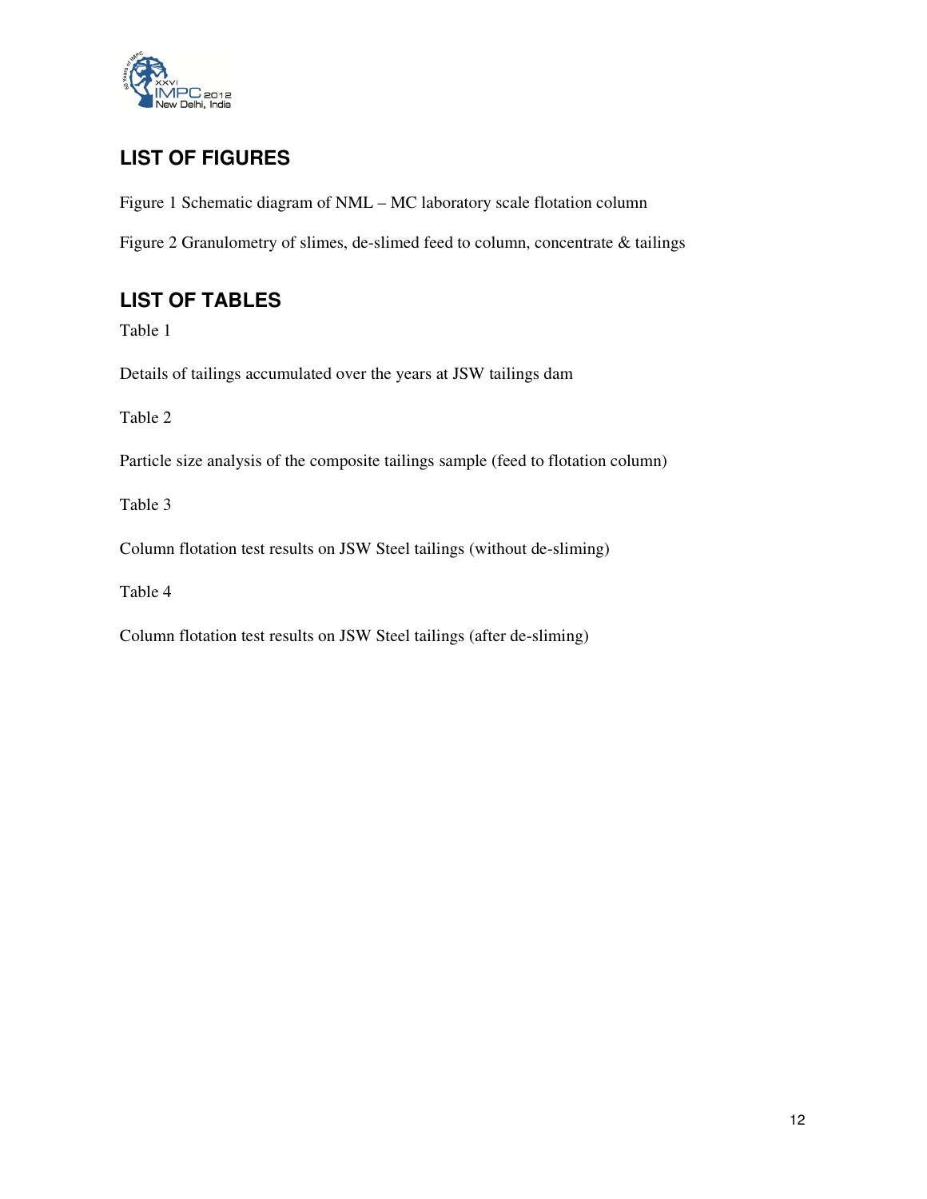## LIST OF FIGURES

Figure 1 Schematic diagram of NML – MC laboratory scale flotation column

Figure 2 Granulometry of slimes, de-slimed feed to column, concentrate & tailings

## LIST OF TABLES

Table 1

Details of tailings accumulated over the years at JSW tailings dam

Table 2

Particle size analysis of the composite tailings sample (feed to flotation column)

Table 3

Column flotation test results on JSW Steel tailings (without de-sliming)

Table 4

Column flotation test results on JSW Steel tailings (after de-sliming)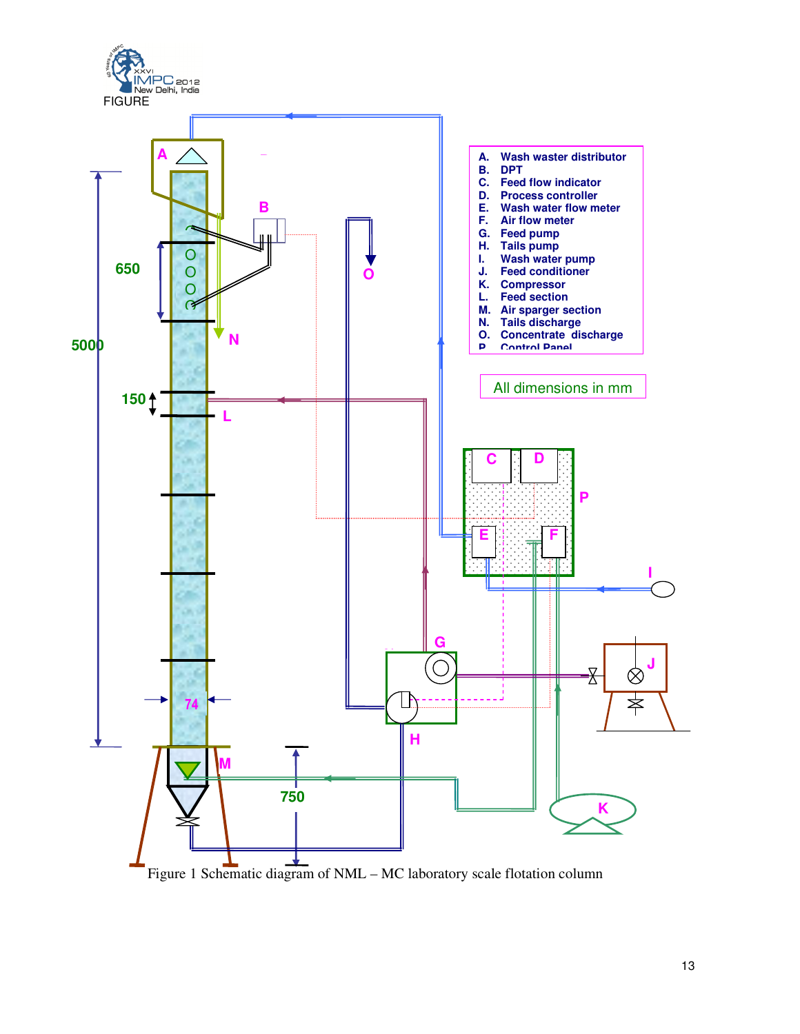FIGURE

A. Wash waster distributor
B. DPT
C. Feed flow indicator
D. Process controller
E. Wash water flow meter
F. Air flow meter
G. Feed pump
H. Tails pump
I. Wash water pump
J. Feed conditioner
K. Compressor
L. Feed section
M. Air sparger section
N. Tails discharge
O. Concentrate discharge
P. Control Panel

All dimensions in mm

Figure 1 Schematic diagram of NML – MC laboratory scale flotation column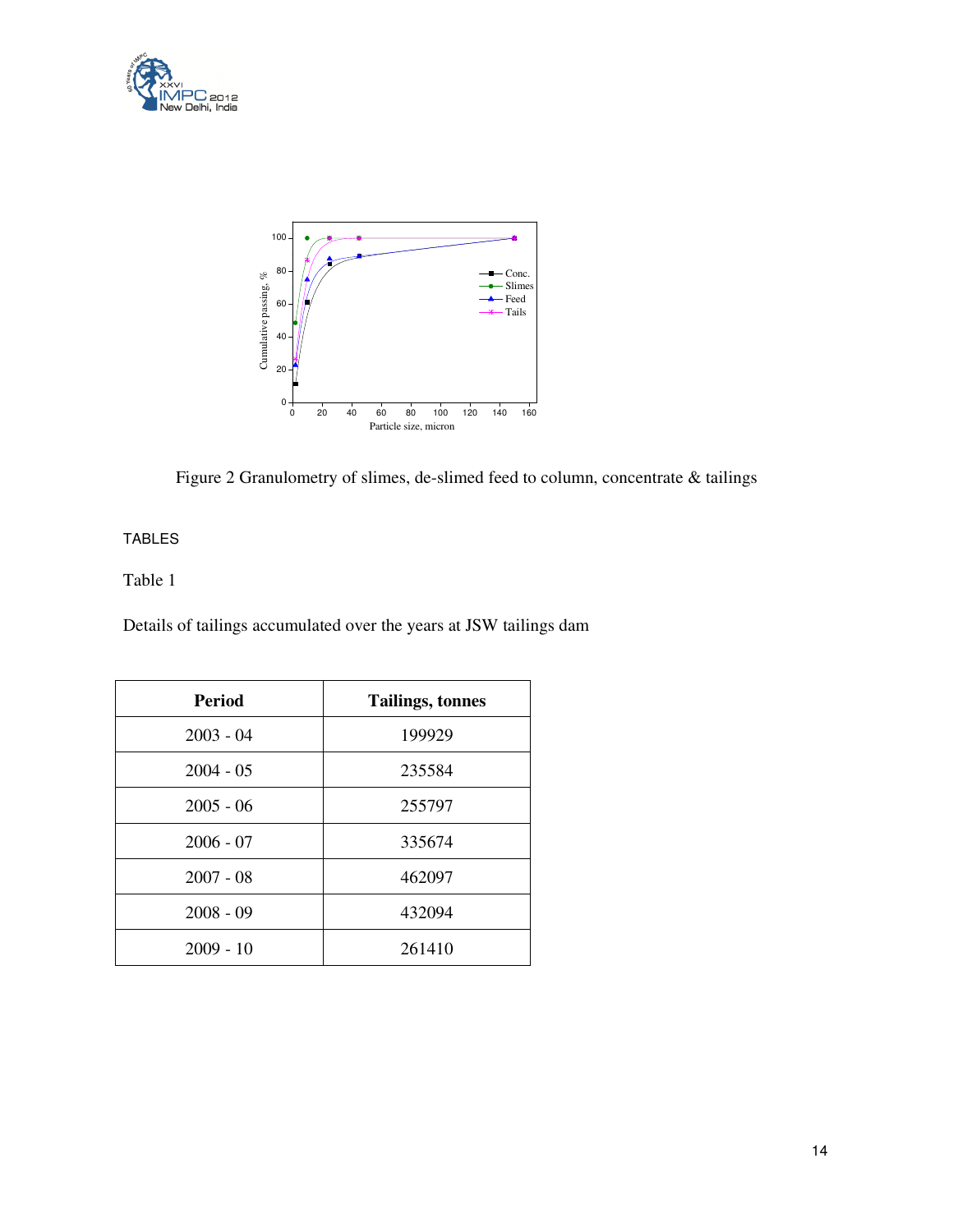Figure 2 Granulometry of slimes, de-slimed feed to column, concentrate & tailings

TABLES

Table 1

Details of tailings accumulated over the years at JSW tailings dam

| Period | Tailings, tonnes |
|---|---|
| 2003 - 04 | 199929 |
| 2004 - 05 | 235584 |
| 2005 - 06 | 255797 |
| 2006 - 07 | 335674 |
| 2007 - 08 | 462097 |
| 2008 - 09 | 432094 |
| 2009 - 10 | 261410 |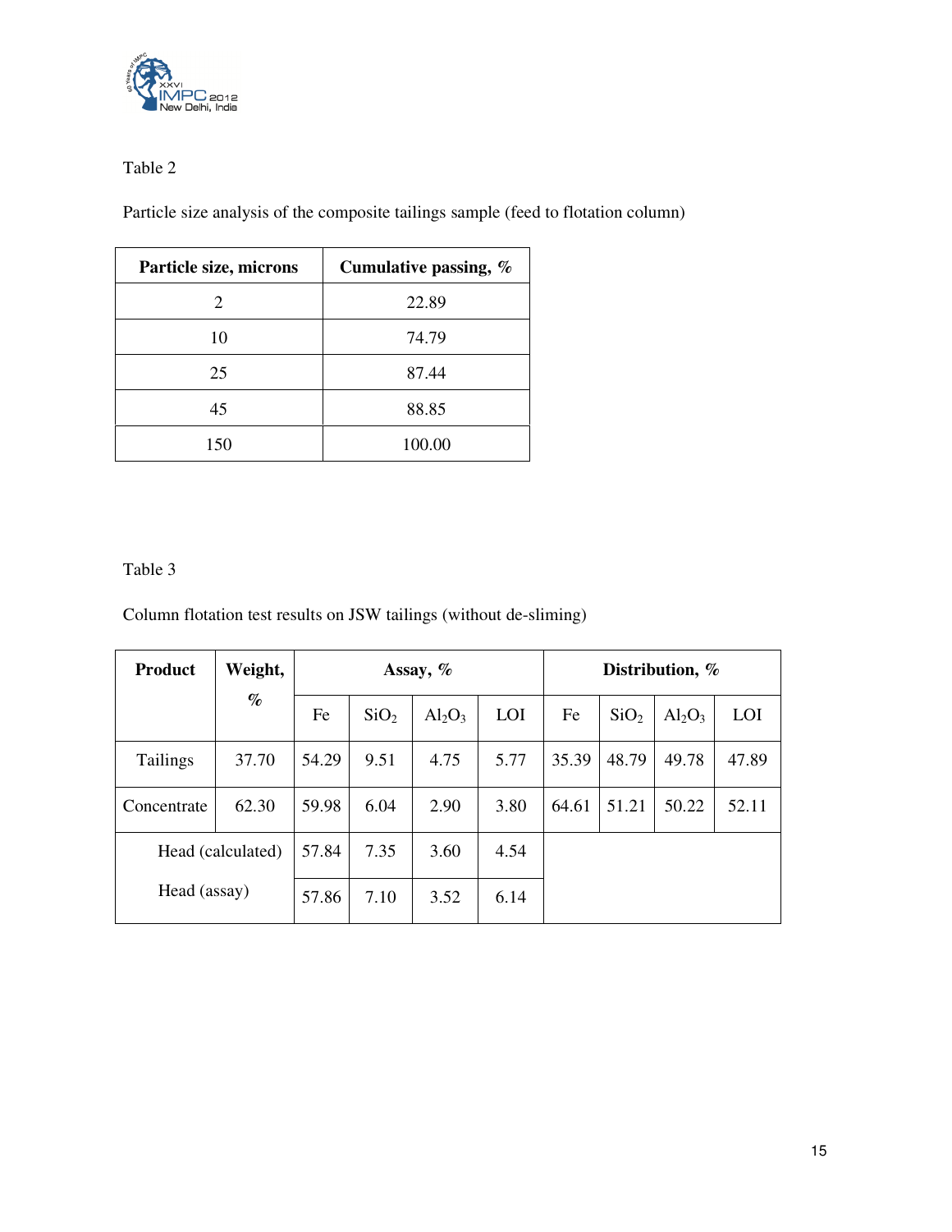Table 2

Particle size analysis of the composite tailings sample (feed to flotation column)

| Particle size, microns | Cumulative passing, % |
|---|---|
| 2 | 22.89 |
| 10 | 74.79 |
| 25 | 87.44 |
| 45 | 88.85 |
| 150 | 100.00 |

Table 3

Column flotation test results on JSW tailings (without de-sliming)

| Product | Weight, % | Assay, % | | | | Distribution, % | | | |
|---|---|---|---|---|---|---|---|---|---|
| | | Fe | $SiO_2$ | $Al_2O_3$ | LOI | Fe | $SiO_2$ | $Al_2O_3$ | LOI |
| Tailings | 37.70 | 54.29 | 9.51 | 4.75 | 5.77 | 35.39 | 48.79 | 49.78 | 47.89 |
| Concentrate | 62.30 | 59.98 | 6.04 | 2.90 | 3.80 | 64.61 | 51.21 | 50.22 | 52.11 |
| Head (calculated) | | 57.84 | 7.35 | 3.60 | 4.54 | | | | |
| Head (assay) | | 57.86 | 7.10 | 3.52 | 6.14 | | | | |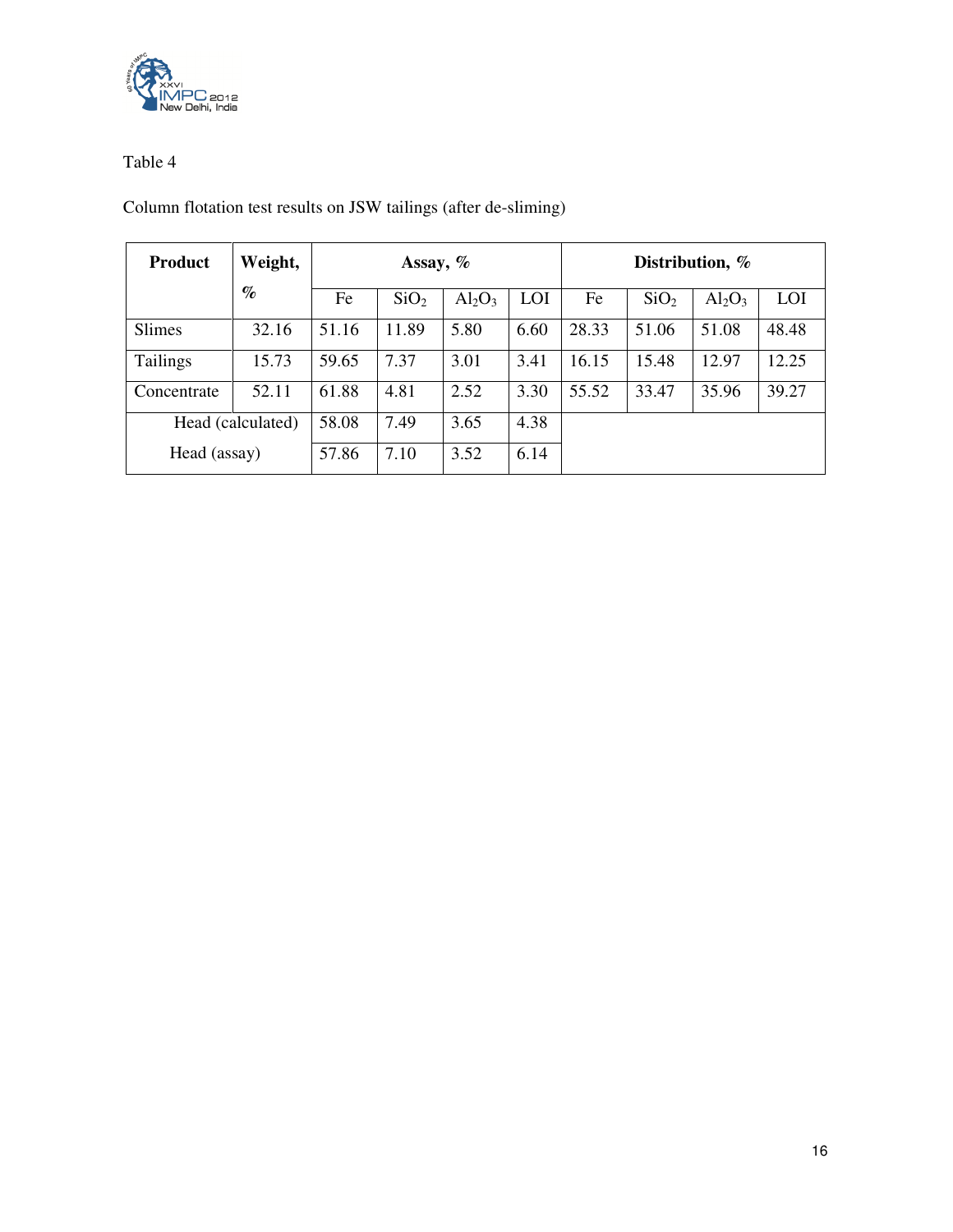Table 4

Column flotation test results on JSW tailings (after de-sliming)

| Product | Weight, % | Assay, % | | | | Distribution, % | | | |
|---|---|---|---|---|---|---|---|---|---|
| | | Fe | $SiO_2$ | $Al_2O_3$ | LOI | Fe | $SiO_2$ | $Al_2O_3$ | LOI |
| Slimes | 32.16 | 51.16 | 11.89 | 5.80 | 6.60 | 28.33 | 51.06 | 51.08 | 48.48 |
| Tailings | 15.73 | 59.65 | 7.37 | 3.01 | 3.41 | 16.15 | 15.48 | 12.97 | 12.25 |
| Concentrate | 52.11 | 61.88 | 4.81 | 2.52 | 3.30 | 55.52 | 33.47 | 35.96 | 39.27 |
| Head (calculated) | | 58.08 | 7.49 | 3.65 | 4.38 | | | | |
| Head (assay) | | 57.86 | 7.10 | 3.52 | 6.14 | | | | |